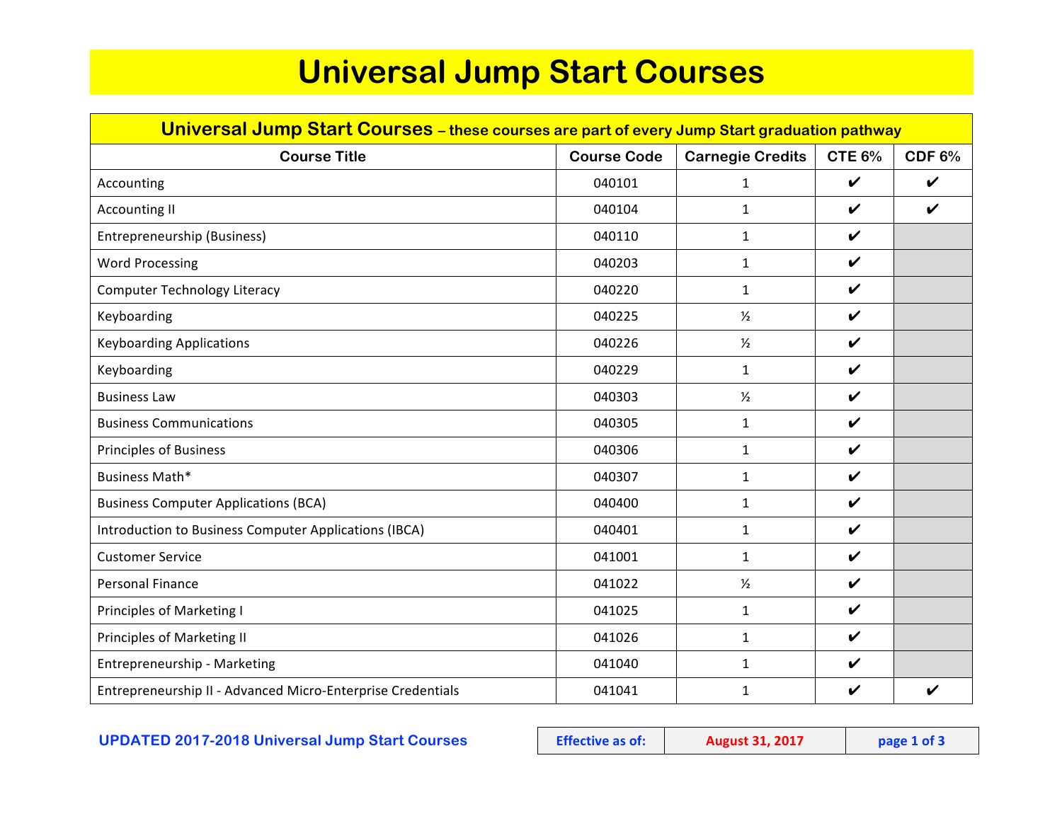# Universal Jump Start Courses

| **Universal Jump Start Courses** – these courses are part of every Jump Start graduation pathway | | | | |
|---|---|---|---|---|
| **Course Title** | **Course Code** | **Carnegie Credits** | **CTE 6%** | **CDF 6%** |
| Accounting | 040101 | 1 | ✔ | ✔ |
| Accounting II | 040104 | 1 | ✔ | ✔ |
| Entrepreneurship (Business) | 040110 | 1 | ✔ | |
| Word Processing | 040203 | 1 | ✔ | |
| Computer Technology Literacy | 040220 | 1 | ✔ | |
| Keyboarding | 040225 | ½ | ✔ | |
| Keyboarding Applications | 040226 | ½ | ✔ | |
| Keyboarding | 040229 | 1 | ✔ | |
| Business Law | 040303 | ½ | ✔ | |
| Business Communications | 040305 | 1 | ✔ | |
| Principles of Business | 040306 | 1 | ✔ | |
| Business Math* | 040307 | 1 | ✔ | |
| Business Computer Applications (BCA) | 040400 | 1 | ✔ | |
| Introduction to Business Computer Applications (IBCA) | 040401 | 1 | ✔ | |
| Customer Service | 041001 | 1 | ✔ | |
| Personal Finance | 041022 | ½ | ✔ | |
| Principles of Marketing I | 041025 | 1 | ✔ | |
| Principles of Marketing II | 041026 | 1 | ✔ | |
| Entrepreneurship - Marketing | 041040 | 1 | ✔ | |
| Entrepreneurship II - Advanced Micro-Enterprise Credentials | 041041 | 1 | ✔ | ✔ |

**UPDATED 2017-2018 Universal Jump Start Courses**

| Effective as of: | August 31, 2017 |
|---|---|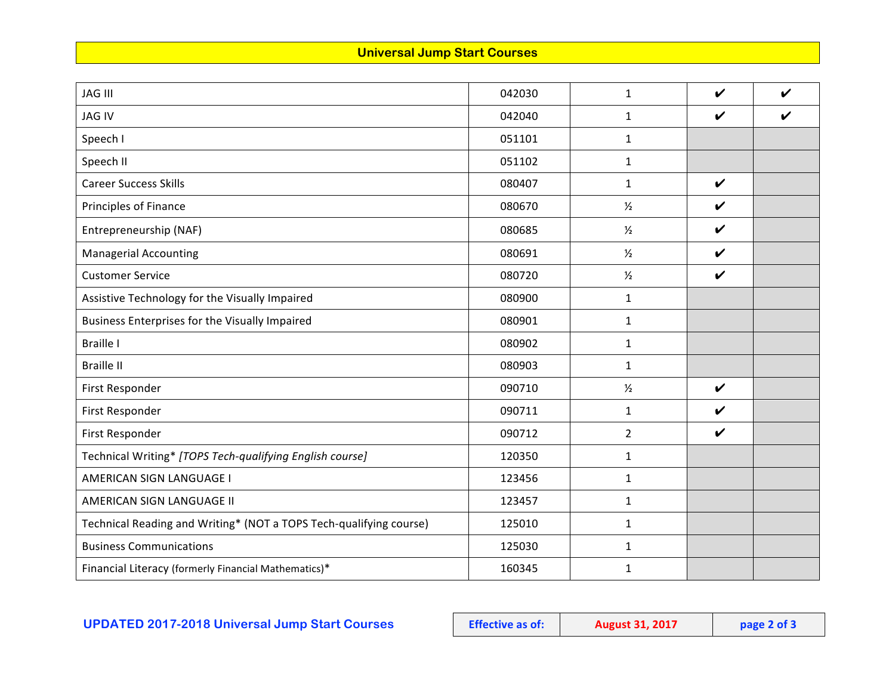## Universal Jump Start Courses

| | | | | |
|---|---|---|---|---|
| JAG III | 042030 | 1 | ✔ | ✔ |
| JAG IV | 042040 | 1 | ✔ | ✔ |
| Speech I | 051101 | 1 | | |
| Speech II | 051102 | 1 | | |
| Career Success Skills | 080407 | 1 | ✔ | |
| Principles of Finance | 080670 | ½ | ✔ | |
| Entrepreneurship (NAF) | 080685 | ½ | ✔ | |
| Managerial Accounting | 080691 | ½ | ✔ | |
| Customer Service | 080720 | ½ | ✔ | |
| Assistive Technology for the Visually Impaired | 080900 | 1 | | |
| Business Enterprises for the Visually Impaired | 080901 | 1 | | |
| Braille I | 080902 | 1 | | |
| Braille II | 080903 | 1 | | |
| First Responder | 090710 | ½ | ✔ | |
| First Responder | 090711 | 1 | ✔ | |
| First Responder | 090712 | 2 | ✔ | |
| Technical Writing* *[TOPS Tech-qualifying English course]* | 120350 | 1 | | |
| AMERICAN SIGN LANGUAGE I | 123456 | 1 | | |
| AMERICAN SIGN LANGUAGE II | 123457 | 1 | | |
| Technical Reading and Writing* (NOT a TOPS Tech-qualifying course) | 125010 | 1 | | |
| Business Communications | 125030 | 1 | | |
| Financial Literacy (formerly Financial Mathematics)* | 160345 | 1 | | |

**UPDATED 2017-2018 Universal Jump Start Courses** | **Effective as of:** | **August 31, 2017**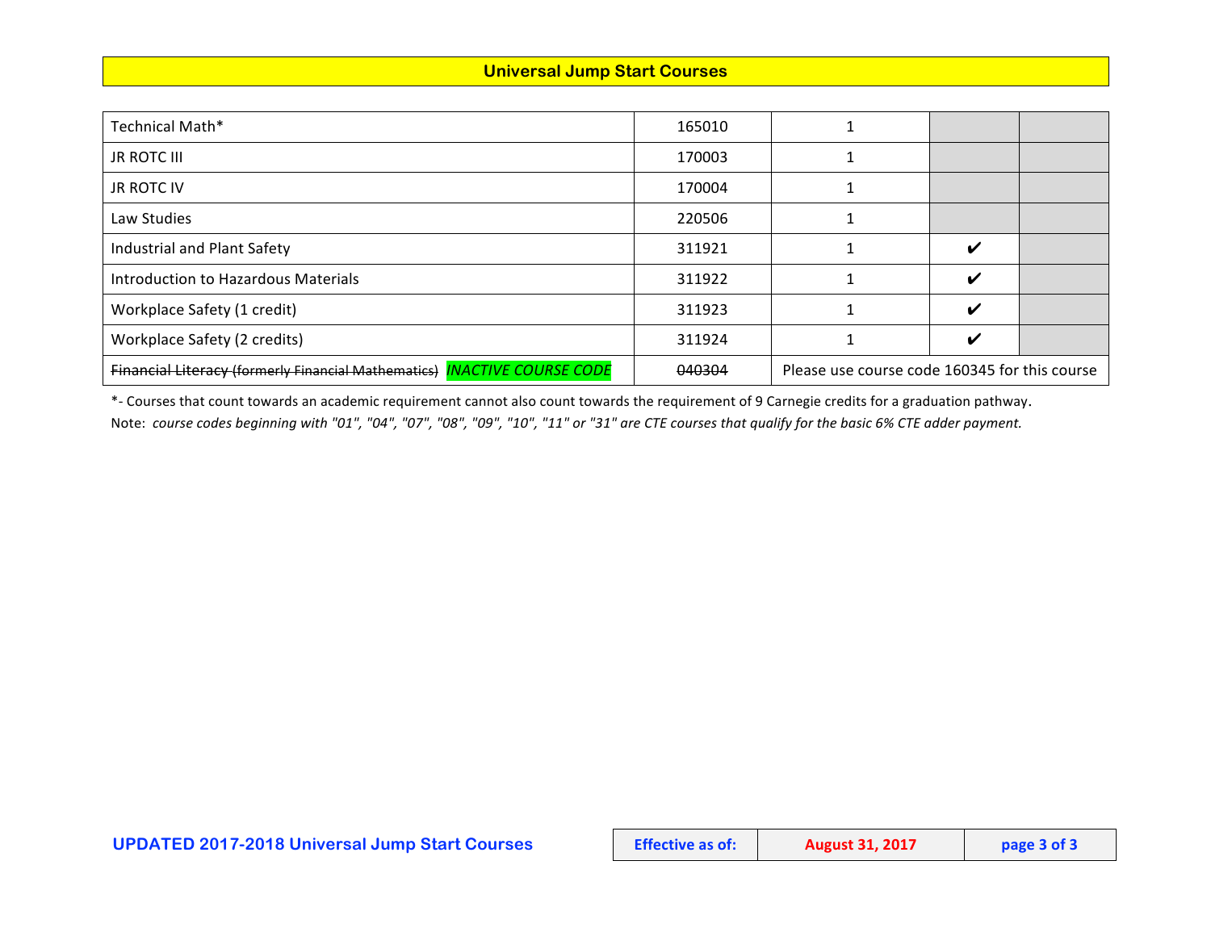## Universal Jump Start Courses

| | | | | |
|---|---|---|---|---|
| Technical Math* | 165010 | 1 | | |
| JR ROTC III | 170003 | 1 | | |
| JR ROTC IV | 170004 | 1 | | |
| Law Studies | 220506 | 1 | | |
| Industrial and Plant Safety | 311921 | 1 | ✔ | |
| Introduction to Hazardous Materials | 311922 | 1 | ✔ | |
| Workplace Safety (1 credit) | 311923 | 1 | ✔ | |
| Workplace Safety (2 credits) | 311924 | 1 | ✔ | |
| ~~Financial Literacy (formerly Financial Mathematics)~~ *INACTIVE COURSE CODE* | ~~040304~~ | Please use course code 160345 for this course | | |

*- Courses that count towards an academic requirement cannot also count towards the requirement of 9 Carnegie credits for a graduation pathway.

Note: *course codes beginning with "01", "04", "07", "08", "09", "10", "11" or "31" are CTE courses that qualify for the basic 6% CTE adder payment.*

**UPDATED 2017-2018 Universal Jump Start Courses** | **Effective as of:** | **August 31, 2017**